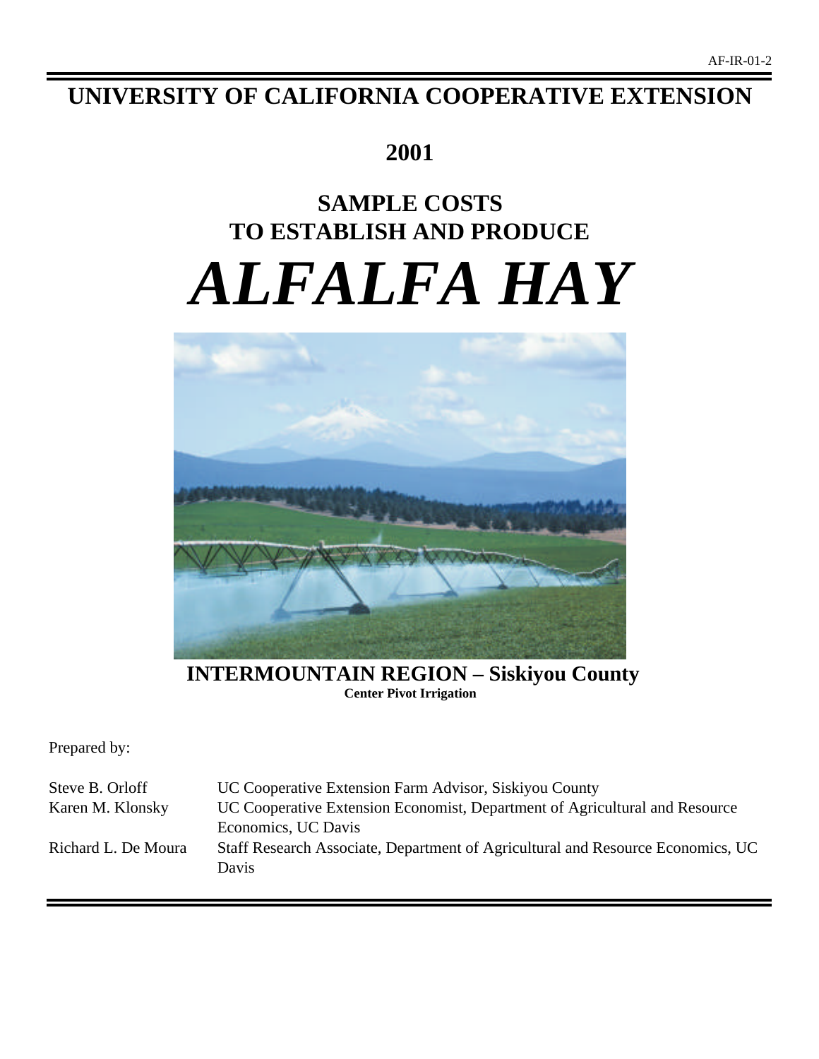AF-IR-01-2

# UNIVERSITY OF CALIFORNIA COOPERATIVE EXTENSION

## 2001

## SAMPLE COSTS
## TO ESTABLISH AND PRODUCE

# *ALFALFA HAY*

**INTERMOUNTAIN REGION – Siskiyou County**
**Center Pivot Irrigation**

Prepared by:

| | |
|---|---|
| Steve B. Orloff | UC Cooperative Extension Farm Advisor, Siskiyou County |
| Karen M. Klonsky | UC Cooperative Extension Economist, Department of Agricultural and Resource Economics, UC Davis |
| Richard L. De Moura | Staff Research Associate, Department of Agricultural and Resource Economics, UC Davis |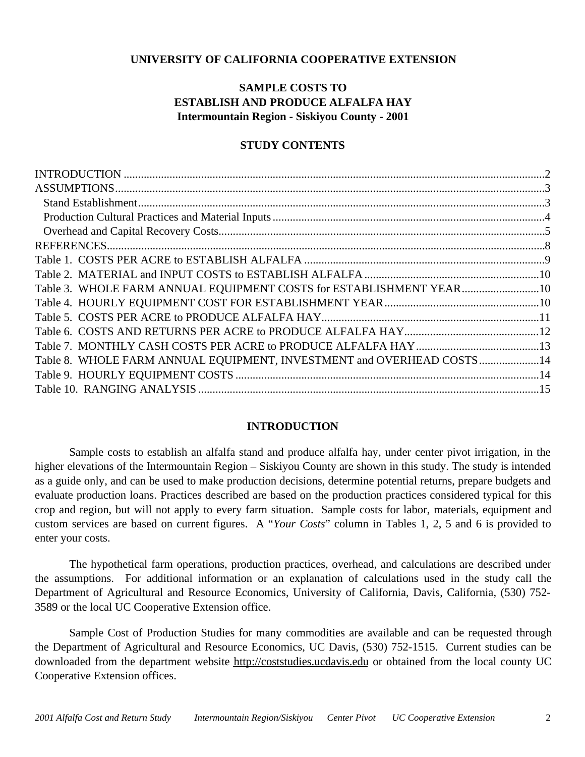**UNIVERSITY OF CALIFORNIA COOPERATIVE EXTENSION**

# SAMPLE COSTS TO ESTABLISH AND PRODUCE ALFALFA HAY

## Intermountain Region - Siskiyou County - 2001

### STUDY CONTENTS

INTRODUCTION .......... 2
ASSUMPTIONS .......... 3
  Stand Establishment .......... 3
  Production Cultural Practices and Material Inputs .......... 4
  Overhead and Capital Recovery Costs .......... 5
REFERENCES .......... 8
Table 1. COSTS PER ACRE to ESTABLISH ALFALFA .......... 9
Table 2. MATERIAL and INPUT COSTS to ESTABLISH ALFALFA .......... 10
Table 3. WHOLE FARM ANNUAL EQUIPMENT COSTS for ESTABLISHMENT YEAR .......... 10
Table 4. HOURLY EQUIPMENT COST FOR ESTABLISHMENT YEAR .......... 10
Table 5. COSTS PER ACRE to PRODUCE ALFALFA HAY .......... 11
Table 6. COSTS AND RETURNS PER ACRE to PRODUCE ALFALFA HAY .......... 12
Table 7. MONTHLY CASH COSTS PER ACRE to PRODUCE ALFALFA HAY .......... 13
Table 8. WHOLE FARM ANNUAL EQUIPMENT, INVESTMENT and OVERHEAD COSTS .......... 14
Table 9. HOURLY EQUIPMENT COSTS .......... 14
Table 10. RANGING ANALYSIS .......... 15

### INTRODUCTION

Sample costs to establish an alfalfa stand and produce alfalfa hay, under center pivot irrigation, in the higher elevations of the Intermountain Region – Siskiyou County are shown in this study. The study is intended as a guide only, and can be used to make production decisions, determine potential returns, prepare budgets and evaluate production loans. Practices described are based on the production practices considered typical for this crop and region, but will not apply to every farm situation. Sample costs for labor, materials, equipment and custom services are based on current figures. A "*Your Costs*" column in Tables 1, 2, 5 and 6 is provided to enter your costs.

The hypothetical farm operations, production practices, overhead, and calculations are described under the assumptions. For additional information or an explanation of calculations used in the study call the Department of Agricultural and Resource Economics, University of California, Davis, California, (530) 752-3589 or the local UC Cooperative Extension office.

Sample Cost of Production Studies for many commodities are available and can be requested through the Department of Agricultural and Resource Economics, UC Davis, (530) 752-1515. Current studies can be downloaded from the department website http://coststudies.ucdavis.edu or obtained from the local county UC Cooperative Extension offices.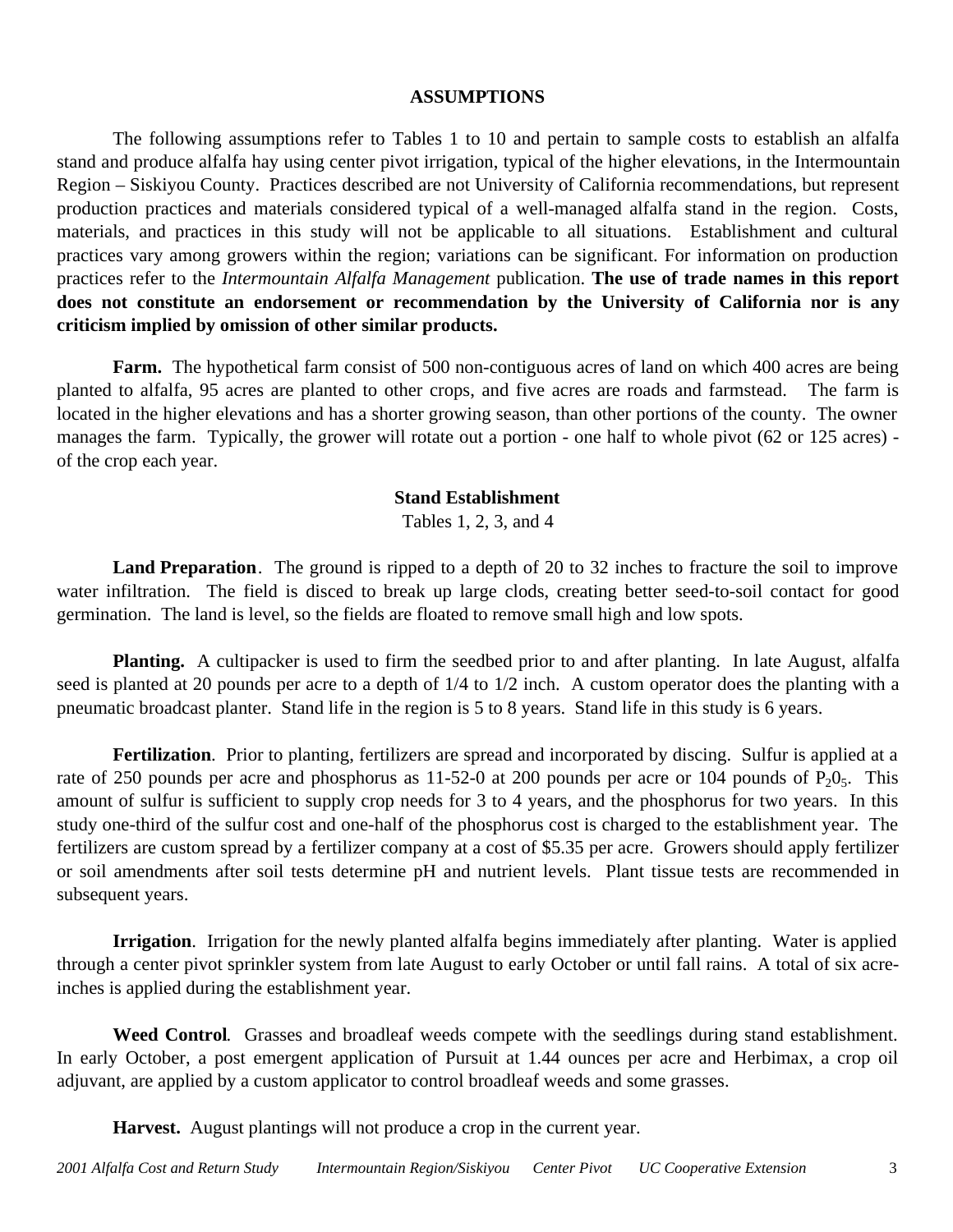## ASSUMPTIONS

The following assumptions refer to Tables 1 to 10 and pertain to sample costs to establish an alfalfa stand and produce alfalfa hay using center pivot irrigation, typical of the higher elevations, in the Intermountain Region – Siskiyou County. Practices described are not University of California recommendations, but represent production practices and materials considered typical of a well-managed alfalfa stand in the region. Costs, materials, and practices in this study will not be applicable to all situations. Establishment and cultural practices vary among growers within the region; variations can be significant. For information on production practices refer to the *Intermountain Alfalfa Management* publication. **The use of trade names in this report does not constitute an endorsement or recommendation by the University of California nor is any criticism implied by omission of other similar products.**

**Farm.** The hypothetical farm consist of 500 non-contiguous acres of land on which 400 acres are being planted to alfalfa, 95 acres are planted to other crops, and five acres are roads and farmstead. The farm is located in the higher elevations and has a shorter growing season, than other portions of the county. The owner manages the farm. Typically, the grower will rotate out a portion - one half to whole pivot (62 or 125 acres) - of the crop each year.

### Stand Establishment

Tables 1, 2, 3, and 4

**Land Preparation**. The ground is ripped to a depth of 20 to 32 inches to fracture the soil to improve water infiltration. The field is disced to break up large clods, creating better seed-to-soil contact for good germination. The land is level, so the fields are floated to remove small high and low spots.

**Planting.** A cultipacker is used to firm the seedbed prior to and after planting. In late August, alfalfa seed is planted at 20 pounds per acre to a depth of 1/4 to 1/2 inch. A custom operator does the planting with a pneumatic broadcast planter. Stand life in the region is 5 to 8 years. Stand life in this study is 6 years.

**Fertilization**. Prior to planting, fertilizers are spread and incorporated by discing. Sulfur is applied at a rate of 250 pounds per acre and phosphorus as 11-52-0 at 200 pounds per acre or 104 pounds of $P_2 0_5$. This amount of sulfur is sufficient to supply crop needs for 3 to 4 years, and the phosphorus for two years. In this study one-third of the sulfur cost and one-half of the phosphorus cost is charged to the establishment year. The fertilizers are custom spread by a fertilizer company at a cost of $5.35 per acre. Growers should apply fertilizer or soil amendments after soil tests determine pH and nutrient levels. Plant tissue tests are recommended in subsequent years.

**Irrigation**. Irrigation for the newly planted alfalfa begins immediately after planting. Water is applied through a center pivot sprinkler system from late August to early October or until fall rains. A total of six acre-inches is applied during the establishment year.

**Weed Control**. Grasses and broadleaf weeds compete with the seedlings during stand establishment. In early October, a post emergent application of Pursuit at 1.44 ounces per acre and Herbimax, a crop oil adjuvant, are applied by a custom applicator to control broadleaf weeds and some grasses.

**Harvest.** August plantings will not produce a crop in the current year.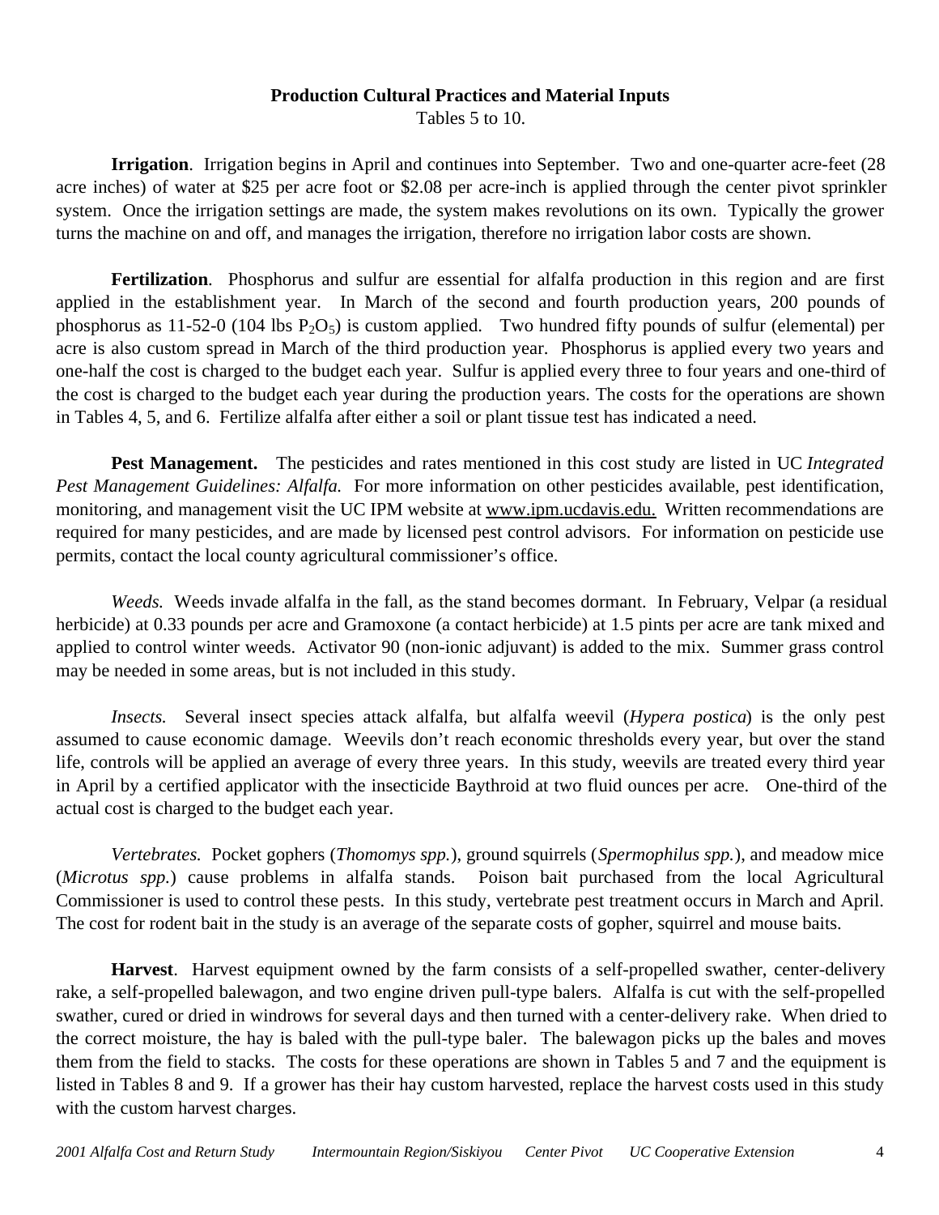## Production Cultural Practices and Material Inputs

Tables 5 to 10.

**Irrigation**. Irrigation begins in April and continues into September. Two and one-quarter acre-feet (28 acre inches) of water at $25 per acre foot or $2.08 per acre-inch is applied through the center pivot sprinkler system. Once the irrigation settings are made, the system makes revolutions on its own. Typically the grower turns the machine on and off, and manages the irrigation, therefore no irrigation labor costs are shown.

**Fertilization**. Phosphorus and sulfur are essential for alfalfa production in this region and are first applied in the establishment year. In March of the second and fourth production years, 200 pounds of phosphorus as 11-52-0 (104 lbs $P_2O_5$) is custom applied. Two hundred fifty pounds of sulfur (elemental) per acre is also custom spread in March of the third production year. Phosphorus is applied every two years and one-half the cost is charged to the budget each year. Sulfur is applied every three to four years and one-third of the cost is charged to the budget each year during the production years. The costs for the operations are shown in Tables 4, 5, and 6. Fertilize alfalfa after either a soil or plant tissue test has indicated a need.

**Pest Management.** The pesticides and rates mentioned in this cost study are listed in UC *Integrated Pest Management Guidelines: Alfalfa.* For more information on other pesticides available, pest identification, monitoring, and management visit the UC IPM website at www.ipm.ucdavis.edu. Written recommendations are required for many pesticides, and are made by licensed pest control advisors. For information on pesticide use permits, contact the local county agricultural commissioner's office.

*Weeds.* Weeds invade alfalfa in the fall, as the stand becomes dormant. In February, Velpar (a residual herbicide) at 0.33 pounds per acre and Gramoxone (a contact herbicide) at 1.5 pints per acre are tank mixed and applied to control winter weeds. Activator 90 (non-ionic adjuvant) is added to the mix. Summer grass control may be needed in some areas, but is not included in this study.

*Insects.* Several insect species attack alfalfa, but alfalfa weevil (*Hypera postica*) is the only pest assumed to cause economic damage. Weevils don't reach economic thresholds every year, but over the stand life, controls will be applied an average of every three years. In this study, weevils are treated every third year in April by a certified applicator with the insecticide Baythroid at two fluid ounces per acre. One-third of the actual cost is charged to the budget each year.

*Vertebrates.* Pocket gophers (*Thomomys spp.*), ground squirrels (*Spermophilus spp.*), and meadow mice (*Microtus spp.*) cause problems in alfalfa stands. Poison bait purchased from the local Agricultural Commissioner is used to control these pests. In this study, vertebrate pest treatment occurs in March and April. The cost for rodent bait in the study is an average of the separate costs of gopher, squirrel and mouse baits.

**Harvest**. Harvest equipment owned by the farm consists of a self-propelled swather, center-delivery rake, a self-propelled balewagon, and two engine driven pull-type balers. Alfalfa is cut with the self-propelled swather, cured or dried in windrows for several days and then turned with a center-delivery rake. When dried to the correct moisture, the hay is baled with the pull-type baler. The balewagon picks up the bales and moves them from the field to stacks. The costs for these operations are shown in Tables 5 and 7 and the equipment is listed in Tables 8 and 9. If a grower has their hay custom harvested, replace the harvest costs used in this study with the custom harvest charges.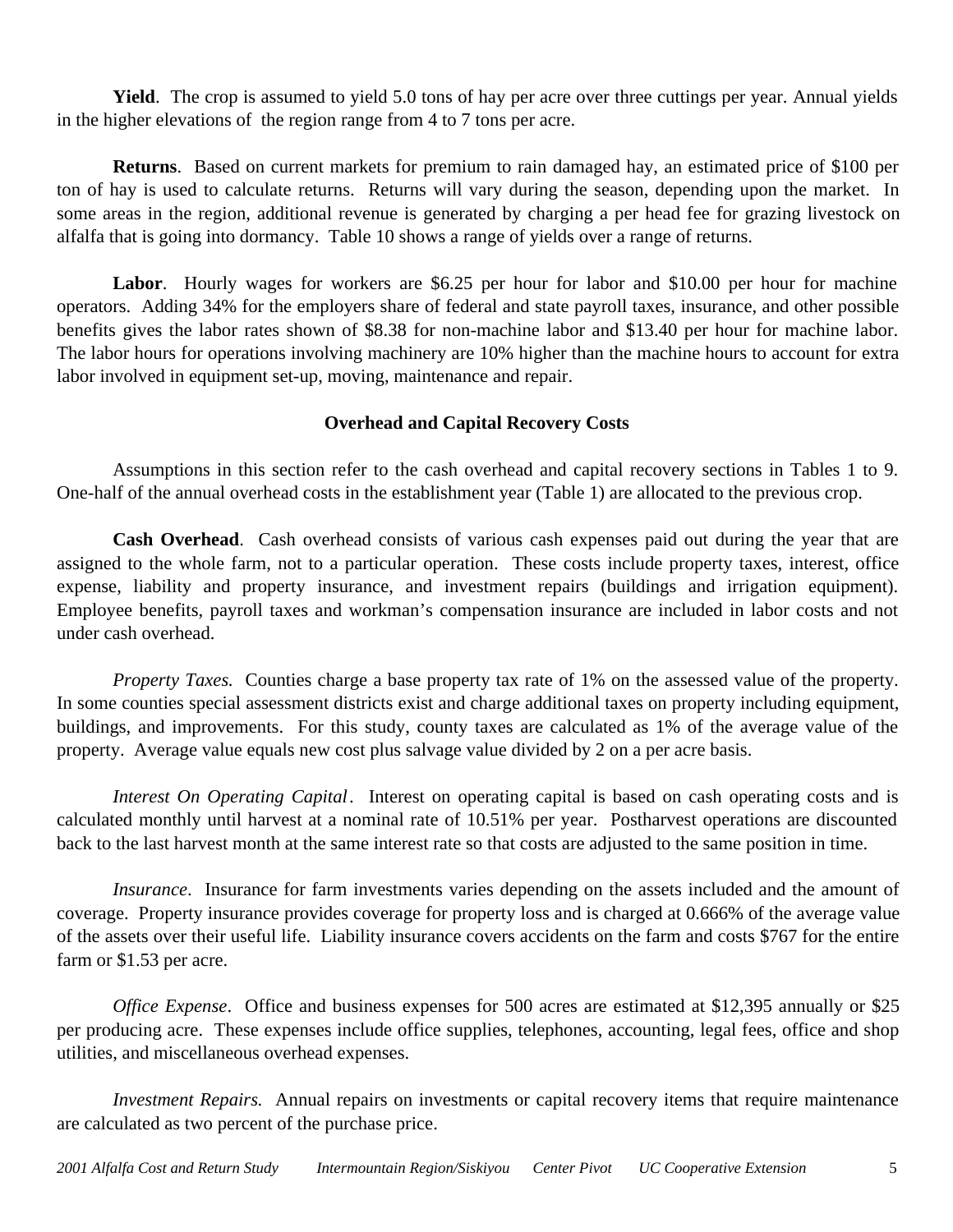**Yield**. The crop is assumed to yield 5.0 tons of hay per acre over three cuttings per year. Annual yields in the higher elevations of the region range from 4 to 7 tons per acre.

**Returns**. Based on current markets for premium to rain damaged hay, an estimated price of $100 per ton of hay is used to calculate returns. Returns will vary during the season, depending upon the market. In some areas in the region, additional revenue is generated by charging a per head fee for grazing livestock on alfalfa that is going into dormancy. Table 10 shows a range of yields over a range of returns.

**Labor**. Hourly wages for workers are $6.25 per hour for labor and $10.00 per hour for machine operators. Adding 34% for the employers share of federal and state payroll taxes, insurance, and other possible benefits gives the labor rates shown of $8.38 for non-machine labor and $13.40 per hour for machine labor. The labor hours for operations involving machinery are 10% higher than the machine hours to account for extra labor involved in equipment set-up, moving, maintenance and repair.

## Overhead and Capital Recovery Costs

Assumptions in this section refer to the cash overhead and capital recovery sections in Tables 1 to 9. One-half of the annual overhead costs in the establishment year (Table 1) are allocated to the previous crop.

**Cash Overhead**. Cash overhead consists of various cash expenses paid out during the year that are assigned to the whole farm, not to a particular operation. These costs include property taxes, interest, office expense, liability and property insurance, and investment repairs (buildings and irrigation equipment). Employee benefits, payroll taxes and workman's compensation insurance are included in labor costs and not under cash overhead.

*Property Taxes.* Counties charge a base property tax rate of 1% on the assessed value of the property. In some counties special assessment districts exist and charge additional taxes on property including equipment, buildings, and improvements. For this study, county taxes are calculated as 1% of the average value of the property. Average value equals new cost plus salvage value divided by 2 on a per acre basis.

*Interest On Operating Capital*. Interest on operating capital is based on cash operating costs and is calculated monthly until harvest at a nominal rate of 10.51% per year. Postharvest operations are discounted back to the last harvest month at the same interest rate so that costs are adjusted to the same position in time.

*Insurance*. Insurance for farm investments varies depending on the assets included and the amount of coverage. Property insurance provides coverage for property loss and is charged at 0.666% of the average value of the assets over their useful life. Liability insurance covers accidents on the farm and costs $767 for the entire farm or $1.53 per acre.

*Office Expense*. Office and business expenses for 500 acres are estimated at $12,395 annually or $25 per producing acre. These expenses include office supplies, telephones, accounting, legal fees, office and shop utilities, and miscellaneous overhead expenses.

*Investment Repairs.* Annual repairs on investments or capital recovery items that require maintenance are calculated as two percent of the purchase price.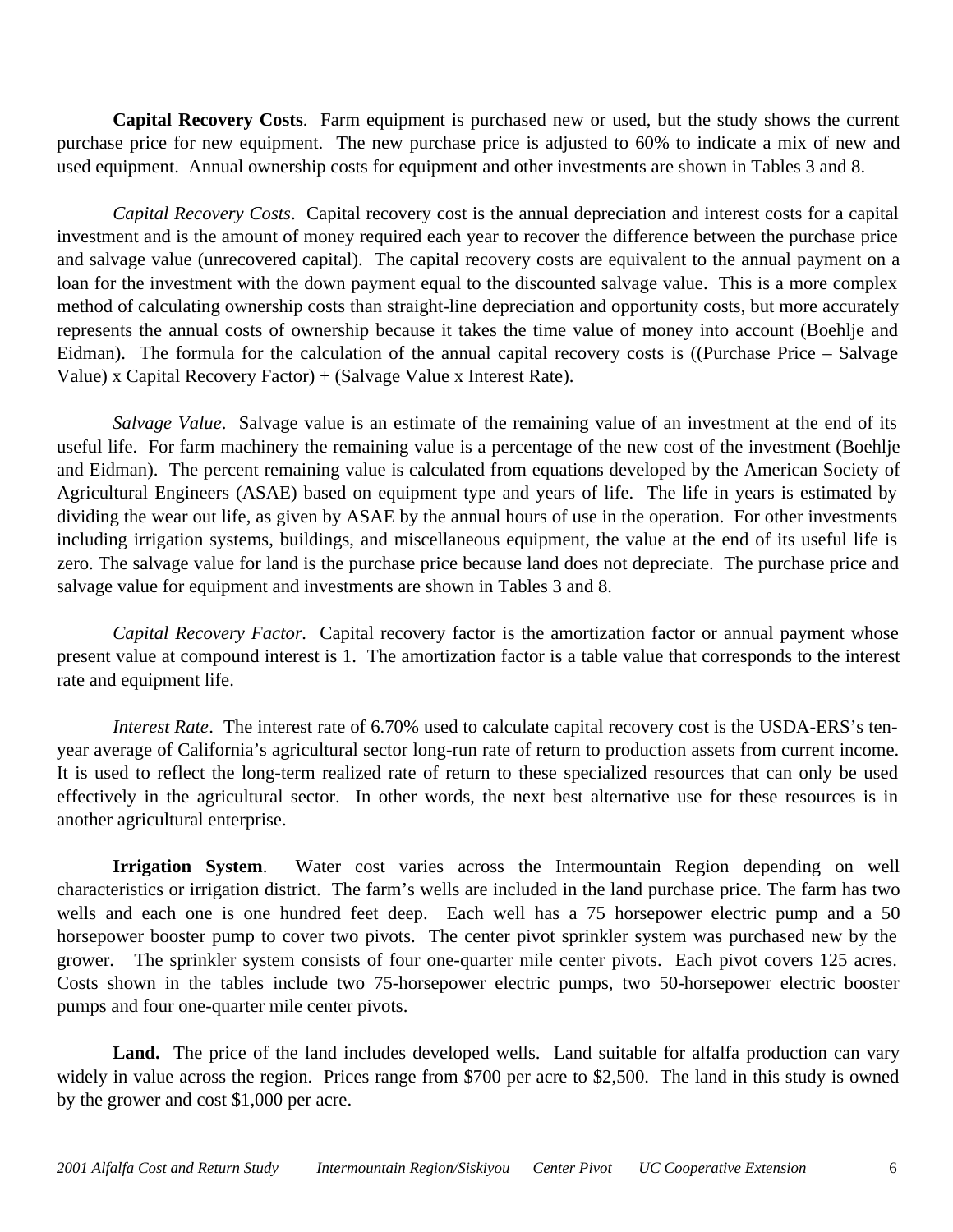**Capital Recovery Costs**. Farm equipment is purchased new or used, but the study shows the current purchase price for new equipment. The new purchase price is adjusted to 60% to indicate a mix of new and used equipment. Annual ownership costs for equipment and other investments are shown in Tables 3 and 8.

*Capital Recovery Costs*. Capital recovery cost is the annual depreciation and interest costs for a capital investment and is the amount of money required each year to recover the difference between the purchase price and salvage value (unrecovered capital). The capital recovery costs are equivalent to the annual payment on a loan for the investment with the down payment equal to the discounted salvage value. This is a more complex method of calculating ownership costs than straight-line depreciation and opportunity costs, but more accurately represents the annual costs of ownership because it takes the time value of money into account (Boehlje and Eidman). The formula for the calculation of the annual capital recovery costs is ((Purchase Price – Salvage Value) x Capital Recovery Factor) + (Salvage Value x Interest Rate).

*Salvage Value*. Salvage value is an estimate of the remaining value of an investment at the end of its useful life. For farm machinery the remaining value is a percentage of the new cost of the investment (Boehlje and Eidman). The percent remaining value is calculated from equations developed by the American Society of Agricultural Engineers (ASAE) based on equipment type and years of life. The life in years is estimated by dividing the wear out life, as given by ASAE by the annual hours of use in the operation. For other investments including irrigation systems, buildings, and miscellaneous equipment, the value at the end of its useful life is zero. The salvage value for land is the purchase price because land does not depreciate. The purchase price and salvage value for equipment and investments are shown in Tables 3 and 8.

*Capital Recovery Factor.* Capital recovery factor is the amortization factor or annual payment whose present value at compound interest is 1. The amortization factor is a table value that corresponds to the interest rate and equipment life.

*Interest Rate*. The interest rate of 6.70% used to calculate capital recovery cost is the USDA-ERS's ten-year average of California's agricultural sector long-run rate of return to production assets from current income. It is used to reflect the long-term realized rate of return to these specialized resources that can only be used effectively in the agricultural sector. In other words, the next best alternative use for these resources is in another agricultural enterprise.

**Irrigation System**. Water cost varies across the Intermountain Region depending on well characteristics or irrigation district. The farm's wells are included in the land purchase price. The farm has two wells and each one is one hundred feet deep. Each well has a 75 horsepower electric pump and a 50 horsepower booster pump to cover two pivots. The center pivot sprinkler system was purchased new by the grower. The sprinkler system consists of four one-quarter mile center pivots. Each pivot covers 125 acres. Costs shown in the tables include two 75-horsepower electric pumps, two 50-horsepower electric booster pumps and four one-quarter mile center pivots.

**Land.** The price of the land includes developed wells. Land suitable for alfalfa production can vary widely in value across the region. Prices range from $700 per acre to $2,500. The land in this study is owned by the grower and cost $1,000 per acre.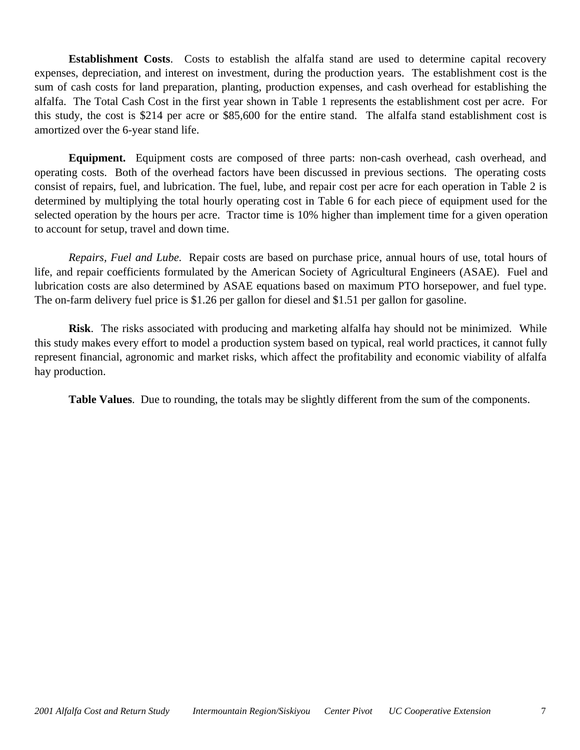**Establishment Costs**. Costs to establish the alfalfa stand are used to determine capital recovery expenses, depreciation, and interest on investment, during the production years. The establishment cost is the sum of cash costs for land preparation, planting, production expenses, and cash overhead for establishing the alfalfa. The Total Cash Cost in the first year shown in Table 1 represents the establishment cost per acre. For this study, the cost is $214 per acre or $85,600 for the entire stand. The alfalfa stand establishment cost is amortized over the 6-year stand life.

**Equipment.** Equipment costs are composed of three parts: non-cash overhead, cash overhead, and operating costs. Both of the overhead factors have been discussed in previous sections. The operating costs consist of repairs, fuel, and lubrication. The fuel, lube, and repair cost per acre for each operation in Table 2 is determined by multiplying the total hourly operating cost in Table 6 for each piece of equipment used for the selected operation by the hours per acre. Tractor time is 10% higher than implement time for a given operation to account for setup, travel and down time.

*Repairs, Fuel and Lube.* Repair costs are based on purchase price, annual hours of use, total hours of life, and repair coefficients formulated by the American Society of Agricultural Engineers (ASAE). Fuel and lubrication costs are also determined by ASAE equations based on maximum PTO horsepower, and fuel type. The on-farm delivery fuel price is $1.26 per gallon for diesel and $1.51 per gallon for gasoline.

**Risk**. The risks associated with producing and marketing alfalfa hay should not be minimized. While this study makes every effort to model a production system based on typical, real world practices, it cannot fully represent financial, agronomic and market risks, which affect the profitability and economic viability of alfalfa hay production.

**Table Values**. Due to rounding, the totals may be slightly different from the sum of the components.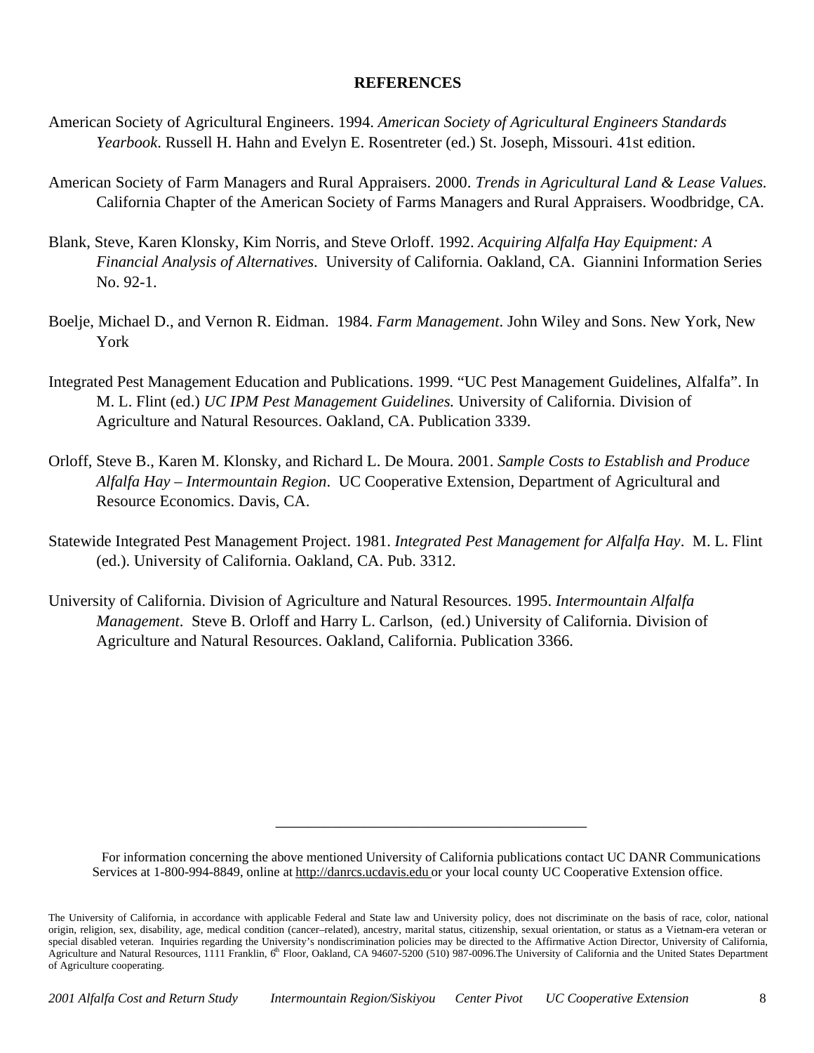## REFERENCES

American Society of Agricultural Engineers. 1994. *American Society of Agricultural Engineers Standards Yearbook*. Russell H. Hahn and Evelyn E. Rosentreter (ed.) St. Joseph, Missouri. 41st edition.

American Society of Farm Managers and Rural Appraisers. 2000. *Trends in Agricultural Land & Lease Values*. California Chapter of the American Society of Farms Managers and Rural Appraisers. Woodbridge, CA.

Blank, Steve, Karen Klonsky, Kim Norris, and Steve Orloff. 1992. *Acquiring Alfalfa Hay Equipment: A Financial Analysis of Alternatives*. University of California. Oakland, CA. Giannini Information Series No. 92-1.

Boelje, Michael D., and Vernon R. Eidman. 1984. *Farm Management*. John Wiley and Sons. New York, New York

Integrated Pest Management Education and Publications. 1999. "UC Pest Management Guidelines, Alfalfa". In M. L. Flint (ed.) *UC IPM Pest Management Guidelines.* University of California. Division of Agriculture and Natural Resources. Oakland, CA. Publication 3339.

Orloff, Steve B., Karen M. Klonsky, and Richard L. De Moura. 2001. *Sample Costs to Establish and Produce Alfalfa Hay – Intermountain Region*. UC Cooperative Extension, Department of Agricultural and Resource Economics. Davis, CA.

Statewide Integrated Pest Management Project. 1981. *Integrated Pest Management for Alfalfa Hay*. M. L. Flint (ed.). University of California. Oakland, CA. Pub. 3312.

University of California. Division of Agriculture and Natural Resources. 1995. *Intermountain Alfalfa Management*. Steve B. Orloff and Harry L. Carlson, (ed.) University of California. Division of Agriculture and Natural Resources. Oakland, California. Publication 3366.

---

For information concerning the above mentioned University of California publications contact UC DANR Communications Services at 1-800-994-8849, online at http://danrcs.ucdavis.edu or your local county UC Cooperative Extension office.

The University of California, in accordance with applicable Federal and State law and University policy, does not discriminate on the basis of race, color, national origin, religion, sex, disability, age, medical condition (cancer–related), ancestry, marital status, citizenship, sexual orientation, or status as a Vietnam-era veteran or special disabled veteran. Inquiries regarding the University's nondiscrimination policies may be directed to the Affirmative Action Director, University of California, Agriculture and Natural Resources, 1111 Franklin, 6th Floor, Oakland, CA 94607-5200 (510) 987-0096.The University of California and the United States Department of Agriculture cooperating.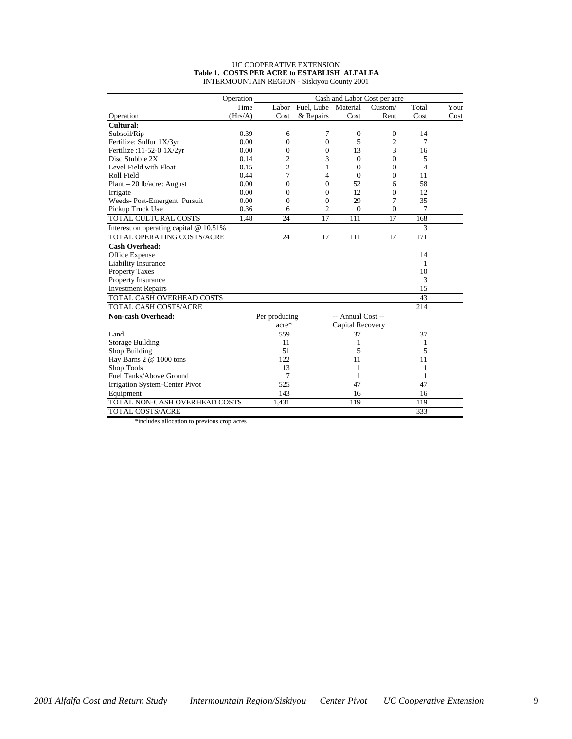UC COOPERATIVE EXTENSION

**Table 1. COSTS PER ACRE to ESTABLISH ALFALFA**

INTERMOUNTAIN REGION - Siskiyou County 2001

| | Operation | Cash and Labor Cost per acre | | | | | |
|---|---|---|---|---|---|---|---|
| | Time | Labor | Fuel, Lube | Material | Custom/ | Total | Your |
| Operation | (Hrs/A) | Cost | & Repairs | Cost | Rent | Cost | Cost |
| **Cultural:** | | | | | | | |
| Subsoil/Rip | 0.39 | 6 | 7 | 0 | 0 | 14 | |
| Fertilize: Sulfur 1X/3yr | 0.00 | 0 | 0 | 5 | 2 | 7 | |
| Fertilize :11-52-0 1X/2yr | 0.00 | 0 | 0 | 13 | 3 | 16 | |
| Disc Stubble 2X | 0.14 | 2 | 3 | 0 | 0 | 5 | |
| Level Field with Float | 0.15 | 2 | 1 | 0 | 0 | 4 | |
| Roll Field | 0.44 | 7 | 4 | 0 | 0 | 11 | |
| Plant – 20 lb/acre: August | 0.00 | 0 | 0 | 52 | 6 | 58 | |
| Irrigate | 0.00 | 0 | 0 | 12 | 0 | 12 | |
| Weeds- Post-Emergent: Pursuit | 0.00 | 0 | 0 | 29 | 7 | 35 | |
| Pickup Truck Use | 0.36 | 6 | 2 | 0 | 0 | 7 | |
| TOTAL CULTURAL COSTS | 1.48 | 24 | 17 | 111 | 17 | 168 | |
| Interest on operating capital @ 10.51% | | | | | | 3 | |
| TOTAL OPERATING COSTS/ACRE | | 24 | 17 | 111 | 17 | 171 | |
| **Cash Overhead:** | | | | | | | |
| Office Expense | | | | | | 14 | |
| Liability Insurance | | | | | | 1 | |
| Property Taxes | | | | | | 10 | |
| Property Insurance | | | | | | 3 | |
| Investment Repairs | | | | | | 15 | |
| TOTAL CASH OVERHEAD COSTS | | | | | | 43 | |
| TOTAL CASH COSTS/ACRE | | | | | | 214 | |
| **Non-cash Overhead:** | | Per producing acre* | | -- Annual Cost -- Capital Recovery | | | |
| Land | | 559 | | 37 | | 37 | |
| Storage Building | | 11 | | 1 | | 1 | |
| Shop Building | | 51 | | 5 | | 5 | |
| Hay Barns 2 @ 1000 tons | | 122 | | 11 | | 11 | |
| Shop Tools | | 13 | | 1 | | 1 | |
| Fuel Tanks/Above Ground | | 7 | | 1 | | 1 | |
| Irrigation System-Center Pivot | | 525 | | 47 | | 47 | |
| Equipment | | 143 | | 16 | | 16 | |
| TOTAL NON-CASH OVERHEAD COSTS | | 1,431 | | 119 | | 119 | |
| TOTAL COSTS/ACRE | | | | | | 333 | |

*includes allocation to previous crop acres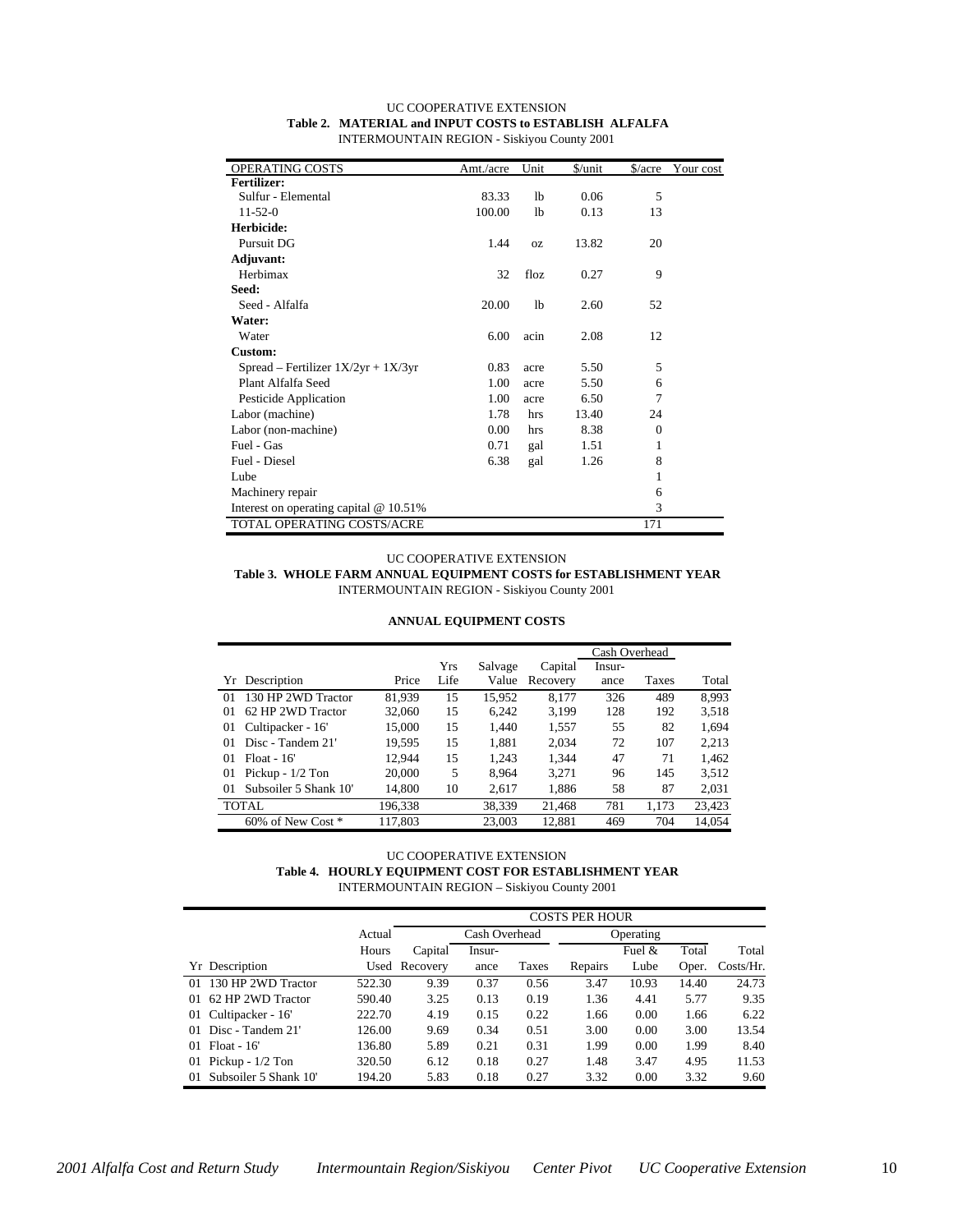UC COOPERATIVE EXTENSION

**Table 2. MATERIAL and INPUT COSTS to ESTABLISH ALFALFA**

INTERMOUNTAIN REGION - Siskiyou County 2001

| OPERATING COSTS | Amt./acre | Unit | $/unit | $/acre | Your cost |
|---|---|---|---|---|---|
| **Fertilizer:** | | | | | |
| Sulfur - Elemental | 83.33 | lb | 0.06 | 5 | |
| 11-52-0 | 100.00 | lb | 0.13 | 13 | |
| **Herbicide:** | | | | | |
| Pursuit DG | 1.44 | oz | 13.82 | 20 | |
| **Adjuvant:** | | | | | |
| Herbimax | 32 | floz | 0.27 | 9 | |
| **Seed:** | | | | | |
| Seed - Alfalfa | 20.00 | lb | 2.60 | 52 | |
| **Water:** | | | | | |
| Water | 6.00 | acin | 2.08 | 12 | |
| **Custom:** | | | | | |
| Spread – Fertilizer 1X/2yr + 1X/3yr | 0.83 | acre | 5.50 | 5 | |
| Plant Alfalfa Seed | 1.00 | acre | 5.50 | 6 | |
| Pesticide Application | 1.00 | acre | 6.50 | 7 | |
| Labor (machine) | 1.78 | hrs | 13.40 | 24 | |
| Labor (non-machine) | 0.00 | hrs | 8.38 | 0 | |
| Fuel - Gas | 0.71 | gal | 1.51 | 1 | |
| Fuel - Diesel | 6.38 | gal | 1.26 | 8 | |
| Lube | | | | 1 | |
| Machinery repair | | | | 6 | |
| Interest on operating capital @ 10.51% | | | | 3 | |
| TOTAL OPERATING COSTS/ACRE | | | | 171 | |

UC COOPERATIVE EXTENSION

**Table 3. WHOLE FARM ANNUAL EQUIPMENT COSTS for ESTABLISHMENT YEAR**

INTERMOUNTAIN REGION - Siskiyou County 2001

**ANNUAL EQUIPMENT COSTS**

| | | | | | | Cash Overhead | | |
|---|---|---|---|---|---|---|---|---|
| Yr | Description | Price | Yrs Life | Salvage Value | Capital Recovery | Insur-ance | Taxes | Total |
| 01 | 130 HP 2WD Tractor | 81,939 | 15 | 15,952 | 8,177 | 326 | 489 | 8,993 |
| 01 | 62 HP 2WD Tractor | 32,060 | 15 | 6,242 | 3,199 | 128 | 192 | 3,518 |
| 01 | Cultipacker - 16' | 15,000 | 15 | 1,440 | 1,557 | 55 | 82 | 1,694 |
| 01 | Disc - Tandem 21' | 19,595 | 15 | 1,881 | 2,034 | 72 | 107 | 2,213 |
| 01 | Float - 16' | 12,944 | 15 | 1,243 | 1,344 | 47 | 71 | 1,462 |
| 01 | Pickup - 1/2 Ton | 20,000 | 5 | 8,964 | 3,271 | 96 | 145 | 3,512 |
| 01 | Subsoiler 5 Shank 10' | 14,800 | 10 | 2,617 | 1,886 | 58 | 87 | 2,031 |
| TOTAL | | 196,338 | | 38,339 | 21,468 | 781 | 1,173 | 23,423 |
| | 60% of New Cost * | 117,803 | | 23,003 | 12,881 | 469 | 704 | 14,054 |

UC COOPERATIVE EXTENSION

**Table 4. HOURLY EQUIPMENT COST FOR ESTABLISHMENT YEAR**

INTERMOUNTAIN REGION – Siskiyou County 2001

| | | | COSTS PER HOUR | | | | | | |
|---|---|---|---|---|---|---|---|---|---|
| | | Actual | | Cash Overhead | | Operating | | | |
| Yr | Description | Hours Used | Capital Recovery | Insur-ance | Taxes | Repairs | Fuel & Lube | Total Oper. | Total Costs/Hr. |
| 01 | 130 HP 2WD Tractor | 522.30 | 9.39 | 0.37 | 0.56 | 3.47 | 10.93 | 14.40 | 24.73 |
| 01 | 62 HP 2WD Tractor | 590.40 | 3.25 | 0.13 | 0.19 | 1.36 | 4.41 | 5.77 | 9.35 |
| 01 | Cultipacker - 16' | 222.70 | 4.19 | 0.15 | 0.22 | 1.66 | 0.00 | 1.66 | 6.22 |
| 01 | Disc - Tandem 21' | 126.00 | 9.69 | 0.34 | 0.51 | 3.00 | 0.00 | 3.00 | 13.54 |
| 01 | Float - 16' | 136.80 | 5.89 | 0.21 | 0.31 | 1.99 | 0.00 | 1.99 | 8.40 |
| 01 | Pickup - 1/2 Ton | 320.50 | 6.12 | 0.18 | 0.27 | 1.48 | 3.47 | 4.95 | 11.53 |
| 01 | Subsoiler 5 Shank 10' | 194.20 | 5.83 | 0.18 | 0.27 | 3.32 | 0.00 | 3.32 | 9.60 |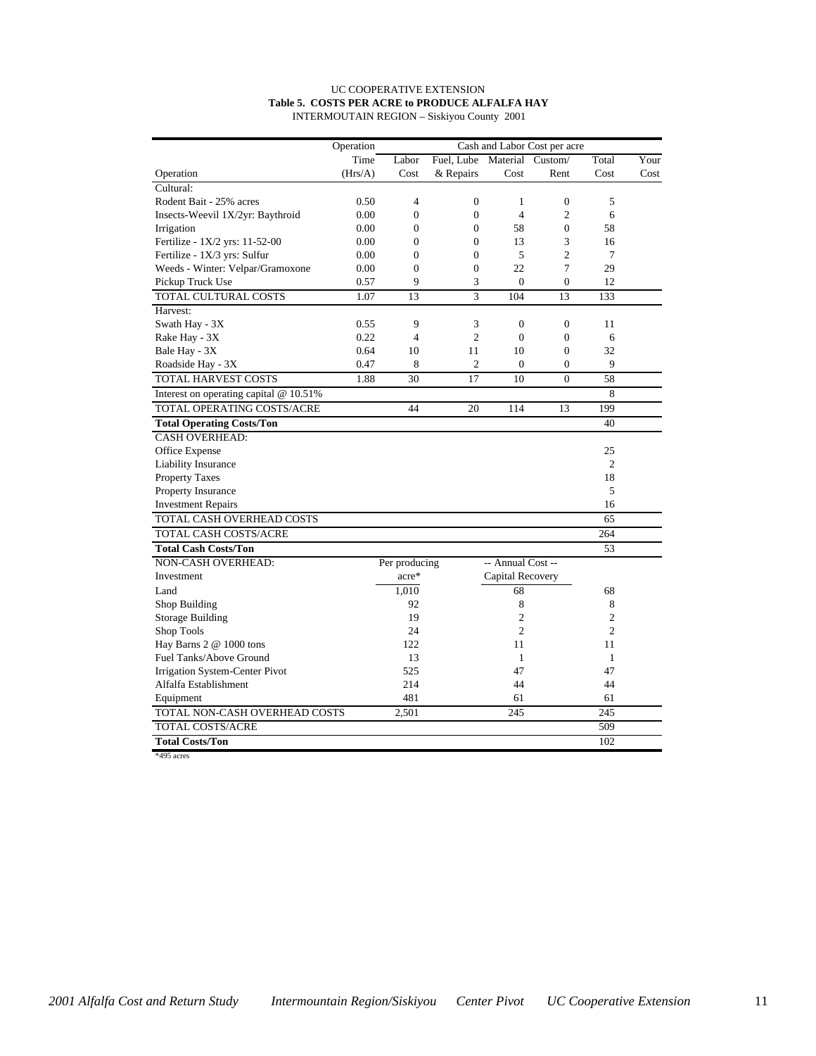UC COOPERATIVE EXTENSION

**Table 5. COSTS PER ACRE to PRODUCE ALFALFA HAY**

INTERMOUTAIN REGION – Siskiyou County 2001

| Operation | Operation Time (Hrs/A) | Labor Cost | Fuel, Lube & Repairs | Material Cost | Custom/ Rent | Total Cost | Your Cost |
|---|---|---|---|---|---|---|---|
| | | Cash and Labor Cost per acre | | | | | |
| Cultural: | | | | | | | |
| Rodent Bait - 25% acres | 0.50 | 4 | 0 | 1 | 0 | 5 | |
| Insects-Weevil 1X/2yr: Baythroid | 0.00 | 0 | 0 | 4 | 2 | 6 | |
| Irrigation | 0.00 | 0 | 0 | 58 | 0 | 58 | |
| Fertilize - 1X/2 yrs: 11-52-00 | 0.00 | 0 | 0 | 13 | 3 | 16 | |
| Fertilize - 1X/3 yrs: Sulfur | 0.00 | 0 | 0 | 5 | 2 | 7 | |
| Weeds - Winter: Velpar/Gramoxone | 0.00 | 0 | 0 | 22 | 7 | 29 | |
| Pickup Truck Use | 0.57 | 9 | 3 | 0 | 0 | 12 | |
| TOTAL CULTURAL COSTS | 1.07 | 13 | 3 | 104 | 13 | 133 | |
| Harvest: | | | | | | | |
| Swath Hay - 3X | 0.55 | 9 | 3 | 0 | 0 | 11 | |
| Rake Hay - 3X | 0.22 | 4 | 2 | 0 | 0 | 6 | |
| Bale Hay - 3X | 0.64 | 10 | 11 | 10 | 0 | 32 | |
| Roadside Hay - 3X | 0.47 | 8 | 2 | 0 | 0 | 9 | |
| TOTAL HARVEST COSTS | 1.88 | 30 | 17 | 10 | 0 | 58 | |
| Interest on operating capital @ 10.51% | | | | | | 8 | |
| TOTAL OPERATING COSTS/ACRE | | 44 | 20 | 114 | 13 | 199 | |
| **Total Operating Costs/Ton** | | | | | | 40 | |
| CASH OVERHEAD: | | | | | | | |
| Office Expense | | | | | | 25 | |
| Liability Insurance | | | | | | 2 | |
| Property Taxes | | | | | | 18 | |
| Property Insurance | | | | | | 5 | |
| Investment Repairs | | | | | | 16 | |
| TOTAL CASH OVERHEAD COSTS | | | | | | 65 | |
| TOTAL CASH COSTS/ACRE | | | | | | 264 | |
| **Total Cash Costs/Ton** | | | | | | 53 | |
| NON-CASH OVERHEAD: | | Per producing | | -- Annual Cost -- | | | |
| Investment | | acre* | | Capital Recovery | | | |
| Land | | 1,010 | | 68 | | 68 | |
| Shop Building | | 92 | | 8 | | 8 | |
| Storage Building | | 19 | | 2 | | 2 | |
| Shop Tools | | 24 | | 2 | | 2 | |
| Hay Barns 2 @ 1000 tons | | 122 | | 11 | | 11 | |
| Fuel Tanks/Above Ground | | 13 | | 1 | | 1 | |
| Irrigation System-Center Pivot | | 525 | | 47 | | 47 | |
| Alfalfa Establishment | | 214 | | 44 | | 44 | |
| Equipment | | 481 | | 61 | | 61 | |
| TOTAL NON-CASH OVERHEAD COSTS | | 2,501 | | 245 | | 245 | |
| TOTAL COSTS/ACRE | | | | | | 509 | |
| **Total Costs/Ton** | | | | | | 102 | |

*495 acres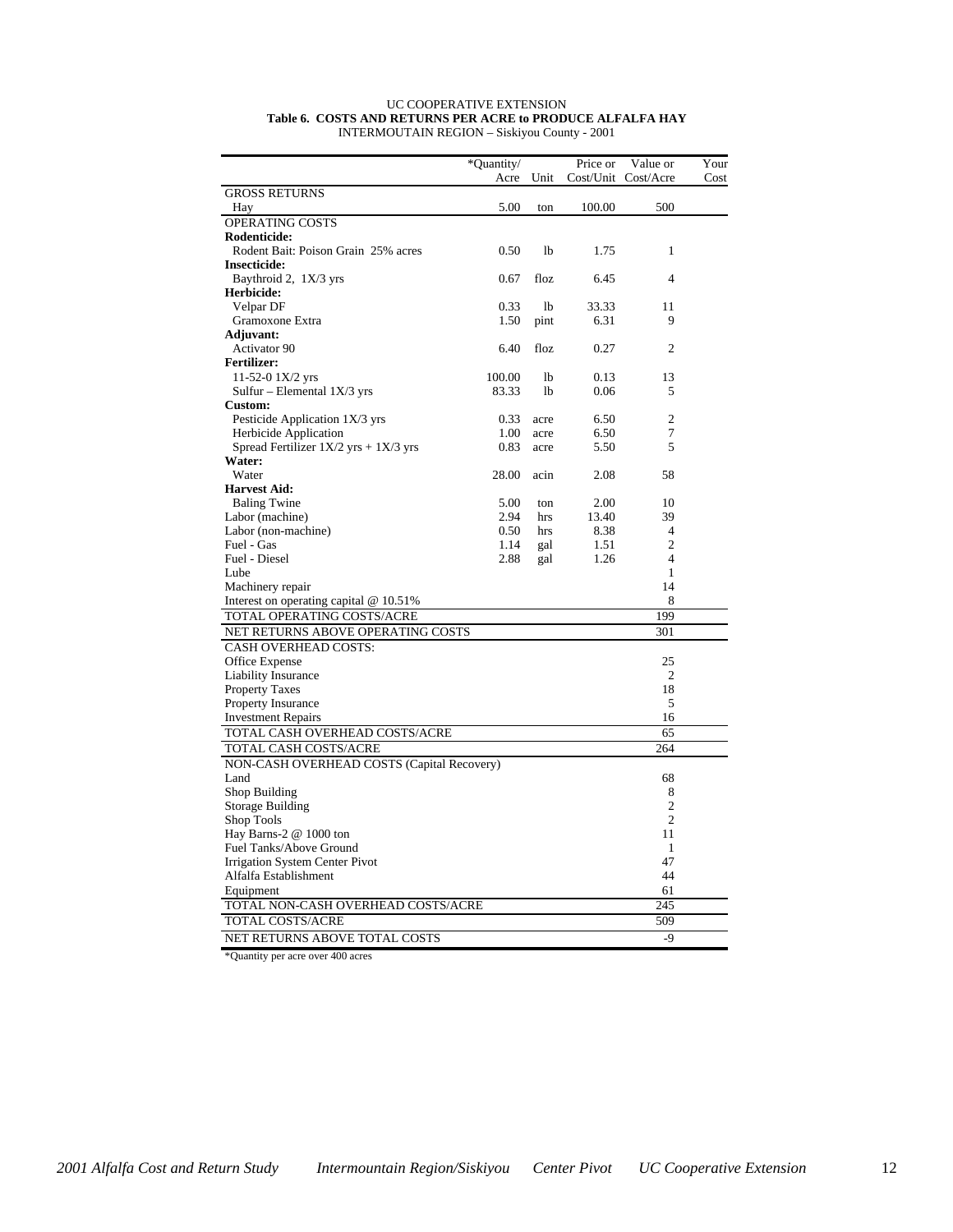UC COOPERATIVE EXTENSION

**Table 6. COSTS AND RETURNS PER ACRE to PRODUCE ALFALFA HAY**

INTERMOUTAIN REGION – Siskiyou County - 2001

| | *Quantity/ Acre | Unit | Price or Cost/Unit | Value or Cost/Acre | Your Cost |
|---|---|---|---|---|---|
| GROSS RETURNS | | | | | |
| Hay | 5.00 | ton | 100.00 | 500 | |
| OPERATING COSTS | | | | | |
| **Rodenticide:** | | | | | |
| Rodent Bait: Poison Grain 25% acres | 0.50 | lb | 1.75 | 1 | |
| **Insecticide:** | | | | | |
| Baythroid 2, 1X/3 yrs | 0.67 | floz | 6.45 | 4 | |
| **Herbicide:** | | | | | |
| Velpar DF | 0.33 | lb | 33.33 | 11 | |
| Gramoxone Extra | 1.50 | pint | 6.31 | 9 | |
| **Adjuvant:** | | | | | |
| Activator 90 | 6.40 | floz | 0.27 | 2 | |
| **Fertilizer:** | | | | | |
| 11-52-0 1X/2 yrs | 100.00 | lb | 0.13 | 13 | |
| Sulfur – Elemental 1X/3 yrs | 83.33 | lb | 0.06 | 5 | |
| **Custom:** | | | | | |
| Pesticide Application 1X/3 yrs | 0.33 | acre | 6.50 | 2 | |
| Herbicide Application | 1.00 | acre | 6.50 | 7 | |
| Spread Fertilizer 1X/2 yrs + 1X/3 yrs | 0.83 | acre | 5.50 | 5 | |
| **Water:** | | | | | |
| Water | 28.00 | acin | 2.08 | 58 | |
| **Harvest Aid:** | | | | | |
| Baling Twine | 5.00 | ton | 2.00 | 10 | |
| Labor (machine) | 2.94 | hrs | 13.40 | 39 | |
| Labor (non-machine) | 0.50 | hrs | 8.38 | 4 | |
| Fuel - Gas | 1.14 | gal | 1.51 | 2 | |
| Fuel - Diesel | 2.88 | gal | 1.26 | 4 | |
| Lube | | | | 1 | |
| Machinery repair | | | | 14 | |
| Interest on operating capital @ 10.51% | | | | 8 | |
| TOTAL OPERATING COSTS/ACRE | | | | 199 | |
| NET RETURNS ABOVE OPERATING COSTS | | | | 301 | |
| CASH OVERHEAD COSTS: | | | | | |
| Office Expense | | | | 25 | |
| Liability Insurance | | | | 2 | |
| Property Taxes | | | | 18 | |
| Property Insurance | | | | 5 | |
| Investment Repairs | | | | 16 | |
| TOTAL CASH OVERHEAD COSTS/ACRE | | | | 65 | |
| TOTAL CASH COSTS/ACRE | | | | 264 | |
| NON-CASH OVERHEAD COSTS (Capital Recovery) | | | | | |
| Land | | | | 68 | |
| Shop Building | | | | 8 | |
| Storage Building | | | | 2 | |
| Shop Tools | | | | 2 | |
| Hay Barns-2 @ 1000 ton | | | | 11 | |
| Fuel Tanks/Above Ground | | | | 1 | |
| Irrigation System Center Pivot | | | | 47 | |
| Alfalfa Establishment | | | | 44 | |
| Equipment | | | | 61 | |
| TOTAL NON-CASH OVERHEAD COSTS/ACRE | | | | 245 | |
| TOTAL COSTS/ACRE | | | | 509 | |
| NET RETURNS ABOVE TOTAL COSTS | | | | -9 | |

*Quantity per acre over 400 acres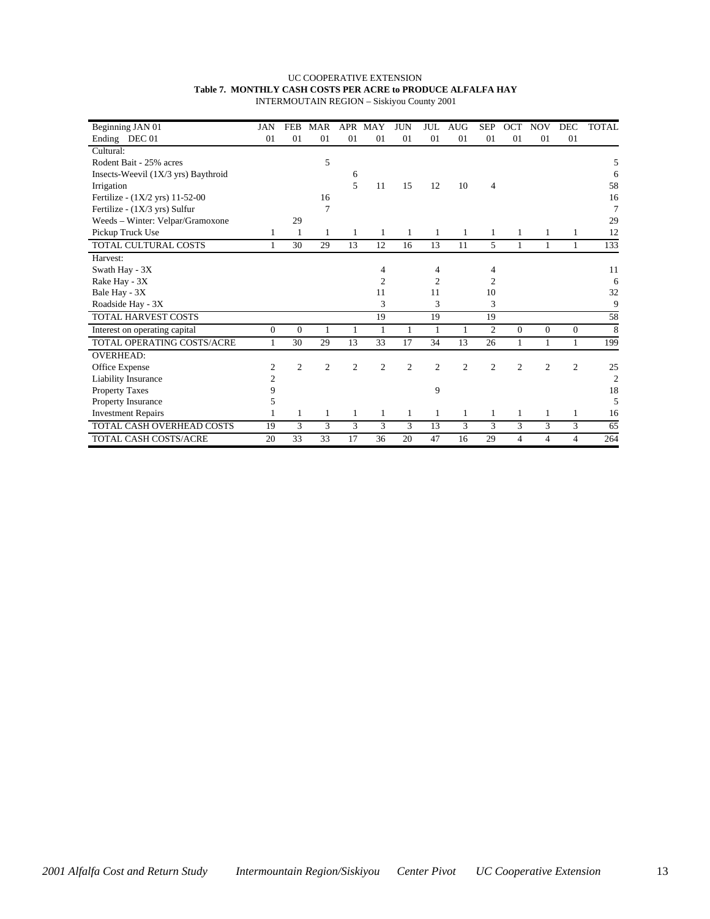UC COOPERATIVE EXTENSION

**Table 7. MONTHLY CASH COSTS PER ACRE to PRODUCE ALFALFA HAY**

INTERMOUTAIN REGION – Siskiyou County 2001

| Beginning JAN 01<br>Ending DEC 01 | JAN<br>01 | FEB<br>01 | MAR<br>01 | APR<br>01 | MAY<br>01 | JUN<br>01 | JUL<br>01 | AUG<br>01 | SEP<br>01 | OCT<br>01 | NOV<br>01 | DEC<br>01 | TOTAL |
|---|---|---|---|---|---|---|---|---|---|---|---|---|---|
| Cultural: | | | | | | | | | | | | | |
| Rodent Bait - 25% acres | | | 5 | | | | | | | | | | 5 |
| Insects-Weevil (1X/3 yrs) Baythroid | | | | 6 | | | | | | | | | 6 |
| Irrigation | | | | 5 | 11 | 15 | 12 | 10 | 4 | | | | 58 |
| Fertilize - (1X/2 yrs) 11-52-00 | | | 16 | | | | | | | | | | 16 |
| Fertilize - (1X/3 yrs) Sulfur | | | 7 | | | | | | | | | | 7 |
| Weeds – Winter: Velpar/Gramoxone | | 29 | | | | | | | | | | | 29 |
| Pickup Truck Use | 1 | 1 | 1 | 1 | 1 | 1 | 1 | 1 | 1 | 1 | 1 | 1 | 12 |
| TOTAL CULTURAL COSTS | 1 | 30 | 29 | 13 | 12 | 16 | 13 | 11 | 5 | 1 | 1 | 1 | 133 |
| Harvest: | | | | | | | | | | | | | |
| Swath Hay - 3X | | | | | 4 | | 4 | | 4 | | | | 11 |
| Rake Hay - 3X | | | | | 2 | | 2 | | 2 | | | | 6 |
| Bale Hay - 3X | | | | | 11 | | 11 | | 10 | | | | 32 |
| Roadside Hay - 3X | | | | | 3 | | 3 | | 3 | | | | 9 |
| TOTAL HARVEST COSTS | | | | | 19 | | 19 | | 19 | | | | 58 |
| Interest on operating capital | 0 | 0 | 1 | 1 | 1 | 1 | 1 | 1 | 2 | 0 | 0 | 0 | 8 |
| TOTAL OPERATING COSTS/ACRE | 1 | 30 | 29 | 13 | 33 | 17 | 34 | 13 | 26 | 1 | 1 | 1 | 199 |
| OVERHEAD: | | | | | | | | | | | | | |
| Office Expense | 2 | 2 | 2 | 2 | 2 | 2 | 2 | 2 | 2 | 2 | 2 | 2 | 25 |
| Liability Insurance | 2 | | | | | | | | | | | | 2 |
| Property Taxes | 9 | | | | | | 9 | | | | | | 18 |
| Property Insurance | 5 | | | | | | | | | | | | 5 |
| Investment Repairs | 1 | 1 | 1 | 1 | 1 | 1 | 1 | 1 | 1 | 1 | 1 | 1 | 16 |
| TOTAL CASH OVERHEAD COSTS | 19 | 3 | 3 | 3 | 3 | 3 | 13 | 3 | 3 | 3 | 3 | 3 | 65 |
| TOTAL CASH COSTS/ACRE | 20 | 33 | 33 | 17 | 36 | 20 | 47 | 16 | 29 | 4 | 4 | 4 | 264 |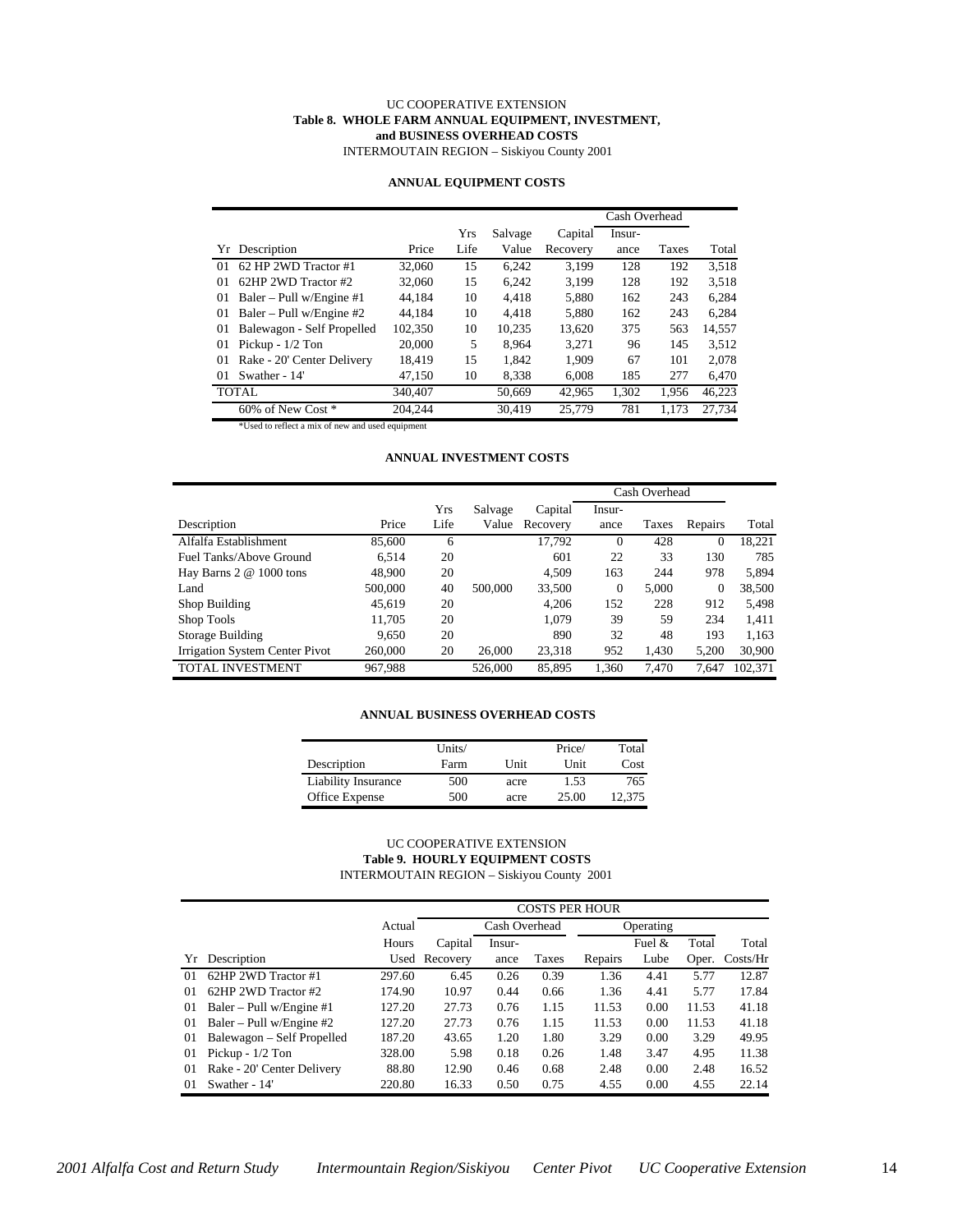UC COOPERATIVE EXTENSION

**Table 8. WHOLE FARM ANNUAL EQUIPMENT, INVESTMENT, and BUSINESS OVERHEAD COSTS**

INTERMOUTAIN REGION – Siskiyou County 2001

**ANNUAL EQUIPMENT COSTS**

| | | | | | | Cash Overhead | | |
|---|---|---|---|---|---|---|---|---|
| | | | Yrs | Salvage | Capital | Insur- | | |
| Yr | Description | Price | Life | Value | Recovery | ance | Taxes | Total |
| 01 | 62 HP 2WD Tractor #1 | 32,060 | 15 | 6,242 | 3,199 | 128 | 192 | 3,518 |
| 01 | 62HP 2WD Tractor #2 | 32,060 | 15 | 6,242 | 3,199 | 128 | 192 | 3,518 |
| 01 | Baler – Pull w/Engine #1 | 44,184 | 10 | 4,418 | 5,880 | 162 | 243 | 6,284 |
| 01 | Baler – Pull w/Engine #2 | 44,184 | 10 | 4,418 | 5,880 | 162 | 243 | 6,284 |
| 01 | Balewagon - Self Propelled | 102,350 | 10 | 10,235 | 13,620 | 375 | 563 | 14,557 |
| 01 | Pickup - 1/2 Ton | 20,000 | 5 | 8,964 | 3,271 | 96 | 145 | 3,512 |
| 01 | Rake - 20' Center Delivery | 18,419 | 15 | 1,842 | 1,909 | 67 | 101 | 2,078 |
| 01 | Swather - 14' | 47,150 | 10 | 8,338 | 6,008 | 185 | 277 | 6,470 |
| TOTAL | | 340,407 | | 50,669 | 42,965 | 1,302 | 1,956 | 46,223 |
| | 60% of New Cost * | 204,244 | | 30,419 | 25,779 | 781 | 1,173 | 27,734 |

*Used to reflect a mix of new and used equipment

**ANNUAL INVESTMENT COSTS**

| | | | | | Cash Overhead | | | |
|---|---|---|---|---|---|---|---|---|
| | | Yrs | Salvage | Capital | Insur- | | | |
| Description | Price | Life | Value | Recovery | ance | Taxes | Repairs | Total |
| Alfalfa Establishment | 85,600 | 6 | | 17,792 | 0 | 428 | 0 | 18,221 |
| Fuel Tanks/Above Ground | 6,514 | 20 | | 601 | 22 | 33 | 130 | 785 |
| Hay Barns 2 @ 1000 tons | 48,900 | 20 | | 4,509 | 163 | 244 | 978 | 5,894 |
| Land | 500,000 | 40 | 500,000 | 33,500 | 0 | 5,000 | 0 | 38,500 |
| Shop Building | 45,619 | 20 | | 4,206 | 152 | 228 | 912 | 5,498 |
| Shop Tools | 11,705 | 20 | | 1,079 | 39 | 59 | 234 | 1,411 |
| Storage Building | 9,650 | 20 | | 890 | 32 | 48 | 193 | 1,163 |
| Irrigation System Center Pivot | 260,000 | 20 | 26,000 | 23,318 | 952 | 1,430 | 5,200 | 30,900 |
| TOTAL INVESTMENT | 967,988 | | 526,000 | 85,895 | 1,360 | 7,470 | 7,647 | 102,371 |

**ANNUAL BUSINESS OVERHEAD COSTS**

| Description | Units/ Farm | Unit | Price/ Unit | Total Cost |
|---|---|---|---|---|
| Liability Insurance | 500 | acre | 1.53 | 765 |
| Office Expense | 500 | acre | 25.00 | 12,375 |

UC COOPERATIVE EXTENSION

**Table 9. HOURLY EQUIPMENT COSTS**

INTERMOUTAIN REGION – Siskiyou County 2001

| | | | COSTS PER HOUR | | | | | | |
|---|---|---|---|---|---|---|---|---|---|
| | | Actual | | Cash Overhead | | Operating | | | |
| | | Hours | Capital | Insur- | | | Fuel & | Total | Total |
| Yr | Description | Used | Recovery | ance | Taxes | Repairs | Lube | Oper. | Costs/Hr |
| 01 | 62HP 2WD Tractor #1 | 297.60 | 6.45 | 0.26 | 0.39 | 1.36 | 4.41 | 5.77 | 12.87 |
| 01 | 62HP 2WD Tractor #2 | 174.90 | 10.97 | 0.44 | 0.66 | 1.36 | 4.41 | 5.77 | 17.84 |
| 01 | Baler – Pull w/Engine #1 | 127.20 | 27.73 | 0.76 | 1.15 | 11.53 | 0.00 | 11.53 | 41.18 |
| 01 | Baler – Pull w/Engine #2 | 127.20 | 27.73 | 0.76 | 1.15 | 11.53 | 0.00 | 11.53 | 41.18 |
| 01 | Balewagon – Self Propelled | 187.20 | 43.65 | 1.20 | 1.80 | 3.29 | 0.00 | 3.29 | 49.95 |
| 01 | Pickup - 1/2 Ton | 328.00 | 5.98 | 0.18 | 0.26 | 1.48 | 3.47 | 4.95 | 11.38 |
| 01 | Rake - 20' Center Delivery | 88.80 | 12.90 | 0.46 | 0.68 | 2.48 | 0.00 | 2.48 | 16.52 |
| 01 | Swather - 14' | 220.80 | 16.33 | 0.50 | 0.75 | 4.55 | 0.00 | 4.55 | 22.14 |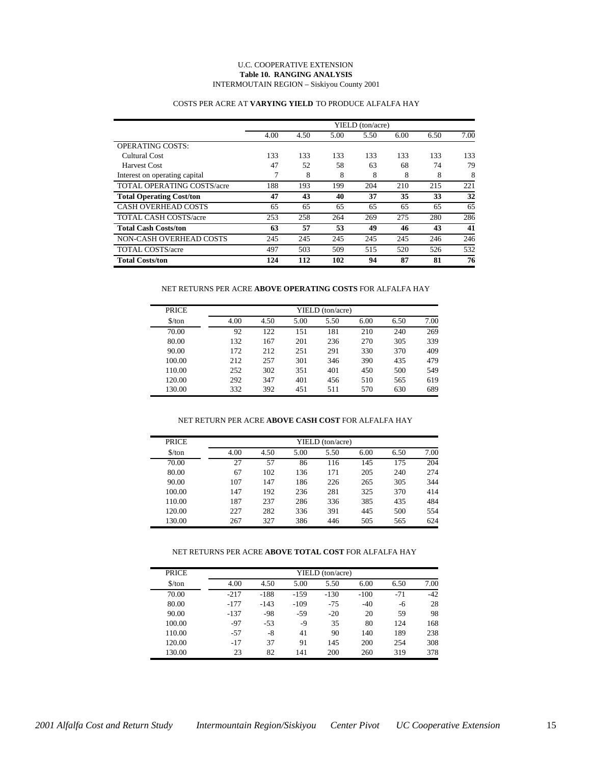U.C. COOPERATIVE EXTENSION

**Table 10. RANGING ANALYSIS**

INTERMOUTAIN REGION – Siskiyou County 2001

COSTS PER ACRE AT **VARYING YIELD** TO PRODUCE ALFALFA HAY

| | YIELD (ton/acre) | | | | | | |
|---|---|---|---|---|---|---|---|
| | 4.00 | 4.50 | 5.00 | 5.50 | 6.00 | 6.50 | 7.00 |
| OPERATING COSTS: | | | | | | | |
| Cultural Cost | 133 | 133 | 133 | 133 | 133 | 133 | 133 |
| Harvest Cost | 47 | 52 | 58 | 63 | 68 | 74 | 79 |
| Interest on operating capital | 7 | 8 | 8 | 8 | 8 | 8 | 8 |
| TOTAL OPERATING COSTS/acre | 188 | 193 | 199 | 204 | 210 | 215 | 221 |
| **Total Operating Cost/ton** | **47** | **43** | **40** | **37** | **35** | **33** | **32** |
| CASH OVERHEAD COSTS | 65 | 65 | 65 | 65 | 65 | 65 | 65 |
| TOTAL CASH COSTS/acre | 253 | 258 | 264 | 269 | 275 | 280 | 286 |
| **Total Cash Costs/ton** | **63** | **57** | **53** | **49** | **46** | **43** | **41** |
| NON-CASH OVERHEAD COSTS | 245 | 245 | 245 | 245 | 245 | 246 | 246 |
| TOTAL COSTS/acre | 497 | 503 | 509 | 515 | 520 | 526 | 532 |
| **Total Costs/ton** | **124** | **112** | **102** | **94** | **87** | **81** | **76** |

NET RETURNS PER ACRE **ABOVE OPERATING COSTS** FOR ALFALFA HAY

| PRICE | YIELD (ton/acre) | | | | | | |
|---|---|---|---|---|---|---|---|
| $/ton | 4.00 | 4.50 | 5.00 | 5.50 | 6.00 | 6.50 | 7.00 |
| 70.00 | 92 | 122 | 151 | 181 | 210 | 240 | 269 |
| 80.00 | 132 | 167 | 201 | 236 | 270 | 305 | 339 |
| 90.00 | 172 | 212 | 251 | 291 | 330 | 370 | 409 |
| 100.00 | 212 | 257 | 301 | 346 | 390 | 435 | 479 |
| 110.00 | 252 | 302 | 351 | 401 | 450 | 500 | 549 |
| 120.00 | 292 | 347 | 401 | 456 | 510 | 565 | 619 |
| 130.00 | 332 | 392 | 451 | 511 | 570 | 630 | 689 |

NET RETURN PER ACRE **ABOVE CASH COST** FOR ALFALFA HAY

| PRICE | YIELD (ton/acre) | | | | | | |
|---|---|---|---|---|---|---|---|
| $/ton | 4.00 | 4.50 | 5.00 | 5.50 | 6.00 | 6.50 | 7.00 |
| 70.00 | 27 | 57 | 86 | 116 | 145 | 175 | 204 |
| 80.00 | 67 | 102 | 136 | 171 | 205 | 240 | 274 |
| 90.00 | 107 | 147 | 186 | 226 | 265 | 305 | 344 |
| 100.00 | 147 | 192 | 236 | 281 | 325 | 370 | 414 |
| 110.00 | 187 | 237 | 286 | 336 | 385 | 435 | 484 |
| 120.00 | 227 | 282 | 336 | 391 | 445 | 500 | 554 |
| 130.00 | 267 | 327 | 386 | 446 | 505 | 565 | 624 |

NET RETURNS PER ACRE **ABOVE TOTAL COST** FOR ALFALFA HAY

| PRICE | YIELD (ton/acre) | | | | | | |
|---|---|---|---|---|---|---|---|
| $/ton | 4.00 | 4.50 | 5.00 | 5.50 | 6.00 | 6.50 | 7.00 |
| 70.00 | -217 | -188 | -159 | -130 | -100 | -71 | -42 |
| 80.00 | -177 | -143 | -109 | -75 | -40 | -6 | 28 |
| 90.00 | -137 | -98 | -59 | -20 | 20 | 59 | 98 |
| 100.00 | -97 | -53 | -9 | 35 | 80 | 124 | 168 |
| 110.00 | -57 | -8 | 41 | 90 | 140 | 189 | 238 |
| 120.00 | -17 | 37 | 91 | 145 | 200 | 254 | 308 |
| 130.00 | 23 | 82 | 141 | 200 | 260 | 319 | 378 |